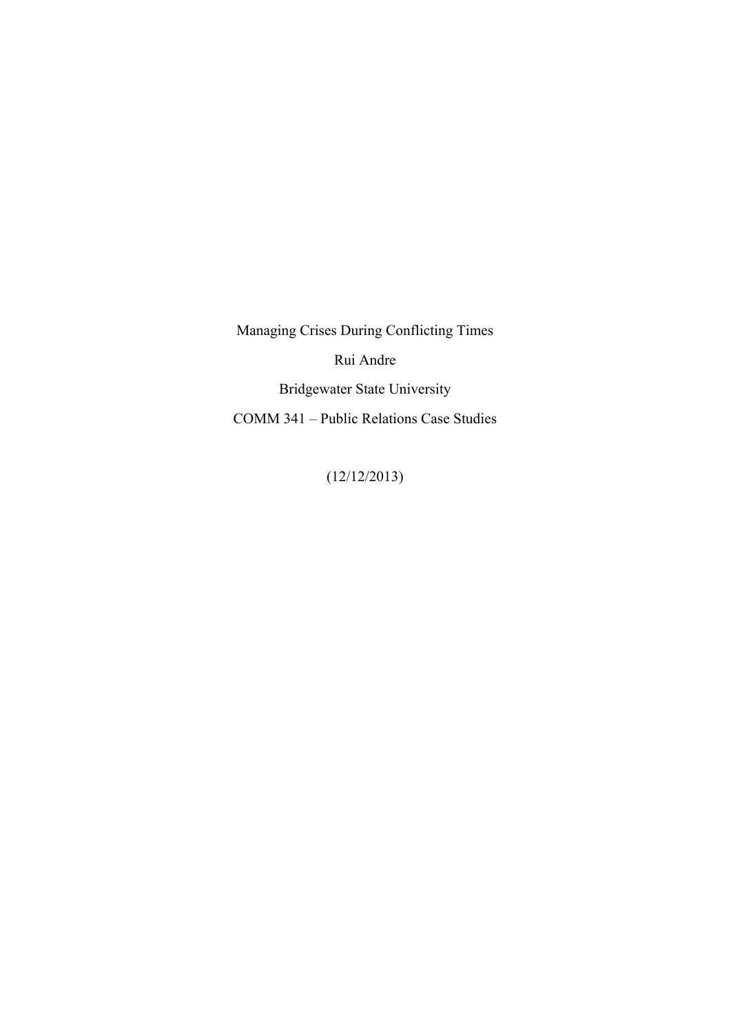Managing Crises During Conflicting Times

Rui Andre

Bridgewater State University

COMM 341 – Public Relations Case Studies

(12/12/2013)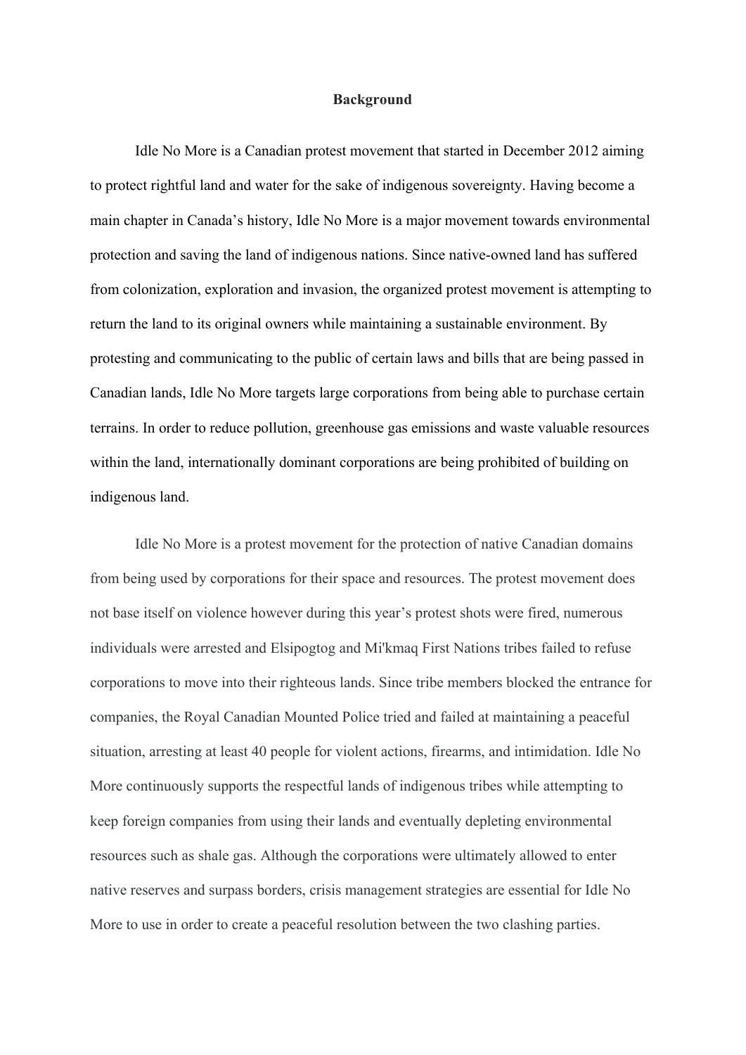**Background**

Idle No More is a Canadian protest movement that started in December 2012 aiming to protect rightful land and water for the sake of indigenous sovereignty. Having become a main chapter in Canada's history, Idle No More is a major movement towards environmental protection and saving the land of indigenous nations. Since native-owned land has suffered from colonization, exploration and invasion, the organized protest movement is attempting to return the land to its original owners while maintaining a sustainable environment. By protesting and communicating to the public of certain laws and bills that are being passed in Canadian lands, Idle No More targets large corporations from being able to purchase certain terrains. In order to reduce pollution, greenhouse gas emissions and waste valuable resources within the land, internationally dominant corporations are being prohibited of building on indigenous land.

Idle No More is a protest movement for the protection of native Canadian domains from being used by corporations for their space and resources. The protest movement does not base itself on violence however during this year's protest shots were fired, numerous individuals were arrested and Elsipogtog and Mi'kmaq First Nations tribes failed to refuse corporations to move into their righteous lands. Since tribe members blocked the entrance for companies, the Royal Canadian Mounted Police tried and failed at maintaining a peaceful situation, arresting at least 40 people for violent actions, firearms, and intimidation. Idle No More continuously supports the respectful lands of indigenous tribes while attempting to keep foreign companies from using their lands and eventually depleting environmental resources such as shale gas. Although the corporations were ultimately allowed to enter native reserves and surpass borders, crisis management strategies are essential for Idle No More to use in order to create a peaceful resolution between the two clashing parties.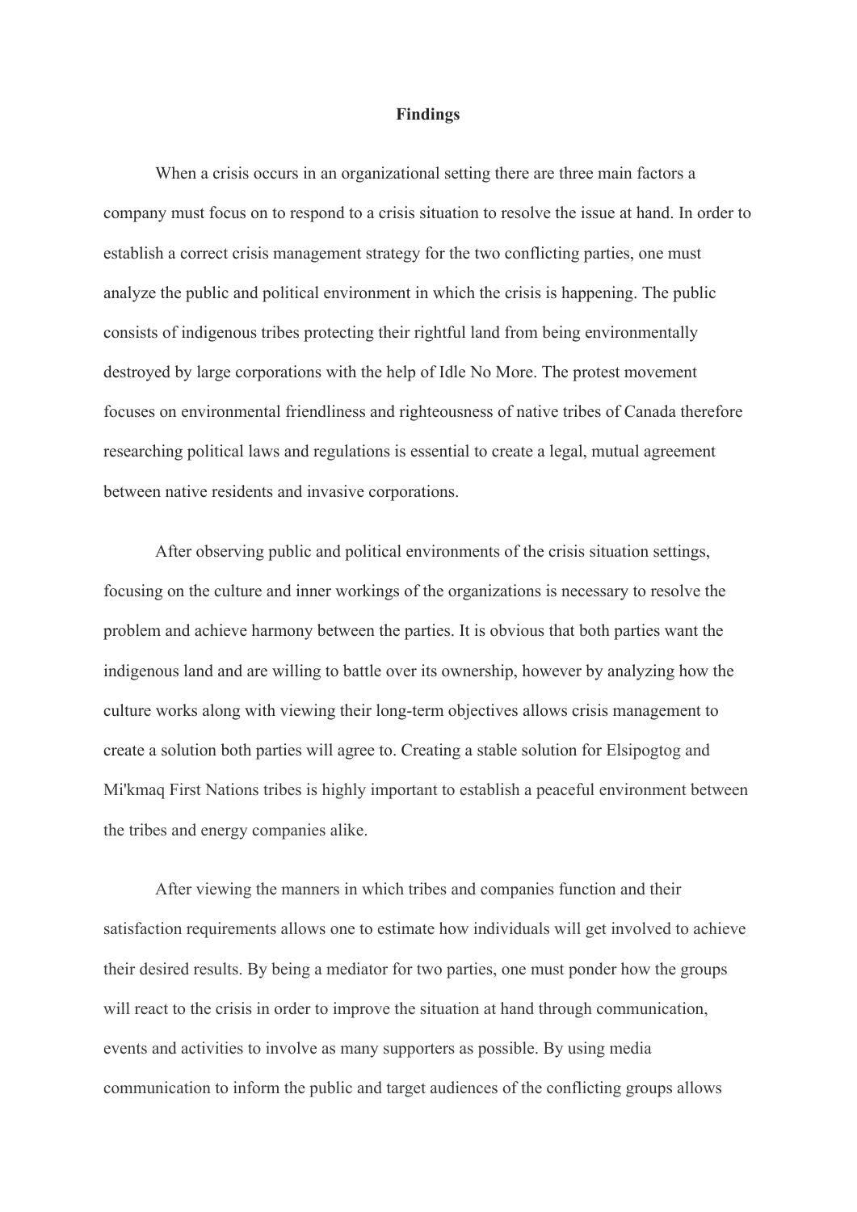## Findings

When a crisis occurs in an organizational setting there are three main factors a company must focus on to respond to a crisis situation to resolve the issue at hand. In order to establish a correct crisis management strategy for the two conflicting parties, one must analyze the public and political environment in which the crisis is happening. The public consists of indigenous tribes protecting their rightful land from being environmentally destroyed by large corporations with the help of Idle No More. The protest movement focuses on environmental friendliness and righteousness of native tribes of Canada therefore researching political laws and regulations is essential to create a legal, mutual agreement between native residents and invasive corporations.

After observing public and political environments of the crisis situation settings, focusing on the culture and inner workings of the organizations is necessary to resolve the problem and achieve harmony between the parties. It is obvious that both parties want the indigenous land and are willing to battle over its ownership, however by analyzing how the culture works along with viewing their long-term objectives allows crisis management to create a solution both parties will agree to. Creating a stable solution for Elsipogtog and Mi'kmaq First Nations tribes is highly important to establish a peaceful environment between the tribes and energy companies alike.

After viewing the manners in which tribes and companies function and their satisfaction requirements allows one to estimate how individuals will get involved to achieve their desired results. By being a mediator for two parties, one must ponder how the groups will react to the crisis in order to improve the situation at hand through communication, events and activities to involve as many supporters as possible. By using media communication to inform the public and target audiences of the conflicting groups allows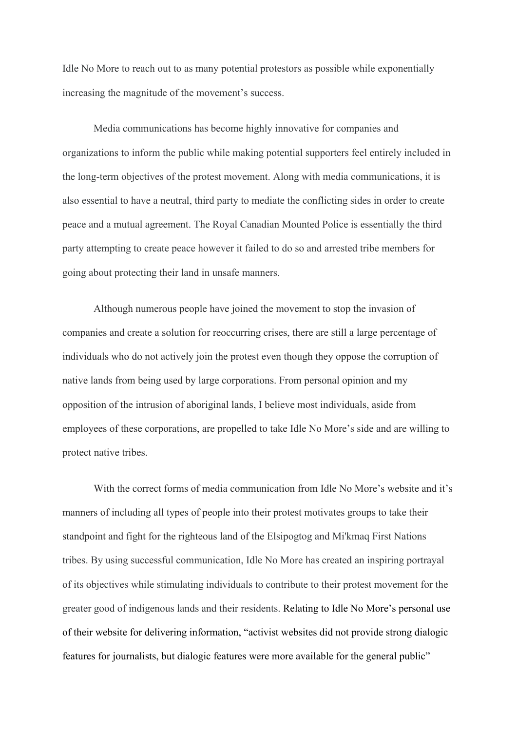Idle No More to reach out to as many potential protestors as possible while exponentially increasing the magnitude of the movement's success.

Media communications has become highly innovative for companies and organizations to inform the public while making potential supporters feel entirely included in the long-term objectives of the protest movement. Along with media communications, it is also essential to have a neutral, third party to mediate the conflicting sides in order to create peace and a mutual agreement. The Royal Canadian Mounted Police is essentially the third party attempting to create peace however it failed to do so and arrested tribe members for going about protecting their land in unsafe manners.

Although numerous people have joined the movement to stop the invasion of companies and create a solution for reoccurring crises, there are still a large percentage of individuals who do not actively join the protest even though they oppose the corruption of native lands from being used by large corporations. From personal opinion and my opposition of the intrusion of aboriginal lands, I believe most individuals, aside from employees of these corporations, are propelled to take Idle No More's side and are willing to protect native tribes.

With the correct forms of media communication from Idle No More's website and it's manners of including all types of people into their protest motivates groups to take their standpoint and fight for the righteous land of the Elsipogtog and Mi'kmaq First Nations tribes. By using successful communication, Idle No More has created an inspiring portrayal of its objectives while stimulating individuals to contribute to their protest movement for the greater good of indigenous lands and their residents. Relating to Idle No More's personal use of their website for delivering information, "activist websites did not provide strong dialogic features for journalists, but dialogic features were more available for the general public"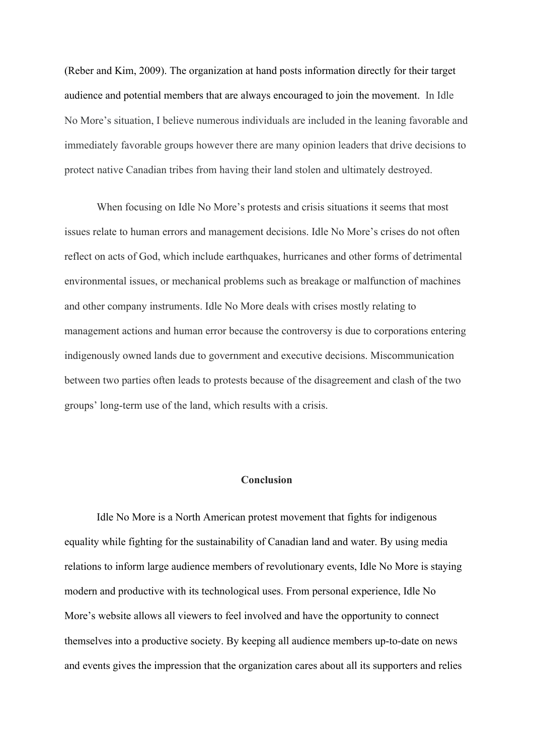(Reber and Kim, 2009). The organization at hand posts information directly for their target audience and potential members that are always encouraged to join the movement. In Idle No More's situation, I believe numerous individuals are included in the leaning favorable and immediately favorable groups however there are many opinion leaders that drive decisions to protect native Canadian tribes from having their land stolen and ultimately destroyed.

When focusing on Idle No More's protests and crisis situations it seems that most issues relate to human errors and management decisions. Idle No More's crises do not often reflect on acts of God, which include earthquakes, hurricanes and other forms of detrimental environmental issues, or mechanical problems such as breakage or malfunction of machines and other company instruments. Idle No More deals with crises mostly relating to management actions and human error because the controversy is due to corporations entering indigenously owned lands due to government and executive decisions. Miscommunication between two parties often leads to protests because of the disagreement and clash of the two groups' long-term use of the land, which results with a crisis.

## Conclusion

Idle No More is a North American protest movement that fights for indigenous equality while fighting for the sustainability of Canadian land and water. By using media relations to inform large audience members of revolutionary events, Idle No More is staying modern and productive with its technological uses. From personal experience, Idle No More's website allows all viewers to feel involved and have the opportunity to connect themselves into a productive society. By keeping all audience members up-to-date on news and events gives the impression that the organization cares about all its supporters and relies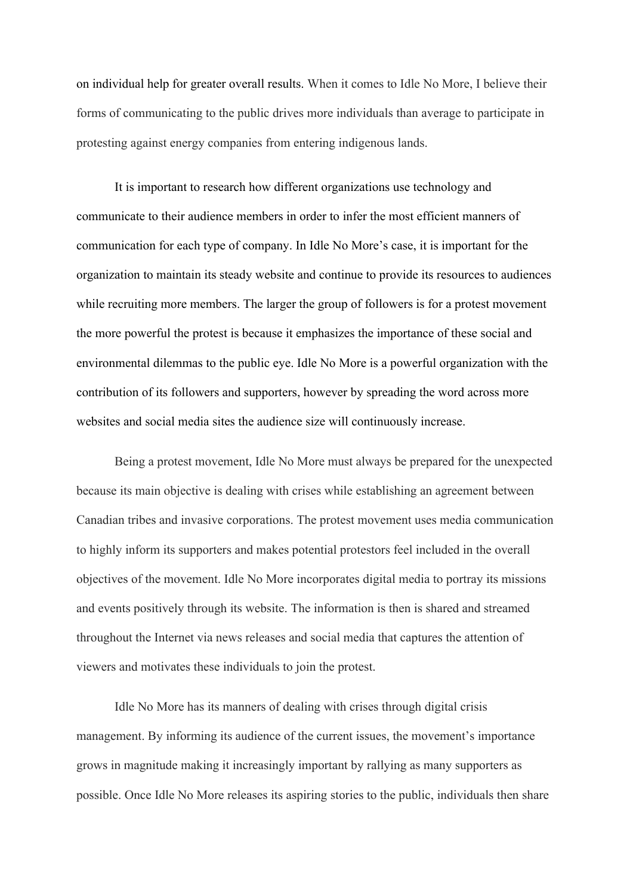on individual help for greater overall results. When it comes to Idle No More, I believe their forms of communicating to the public drives more individuals than average to participate in protesting against energy companies from entering indigenous lands.

It is important to research how different organizations use technology and communicate to their audience members in order to infer the most efficient manners of communication for each type of company. In Idle No More's case, it is important for the organization to maintain its steady website and continue to provide its resources to audiences while recruiting more members. The larger the group of followers is for a protest movement the more powerful the protest is because it emphasizes the importance of these social and environmental dilemmas to the public eye. Idle No More is a powerful organization with the contribution of its followers and supporters, however by spreading the word across more websites and social media sites the audience size will continuously increase.

Being a protest movement, Idle No More must always be prepared for the unexpected because its main objective is dealing with crises while establishing an agreement between Canadian tribes and invasive corporations. The protest movement uses media communication to highly inform its supporters and makes potential protestors feel included in the overall objectives of the movement. Idle No More incorporates digital media to portray its missions and events positively through its website. The information is then is shared and streamed throughout the Internet via news releases and social media that captures the attention of viewers and motivates these individuals to join the protest.

Idle No More has its manners of dealing with crises through digital crisis management. By informing its audience of the current issues, the movement's importance grows in magnitude making it increasingly important by rallying as many supporters as possible. Once Idle No More releases its aspiring stories to the public, individuals then share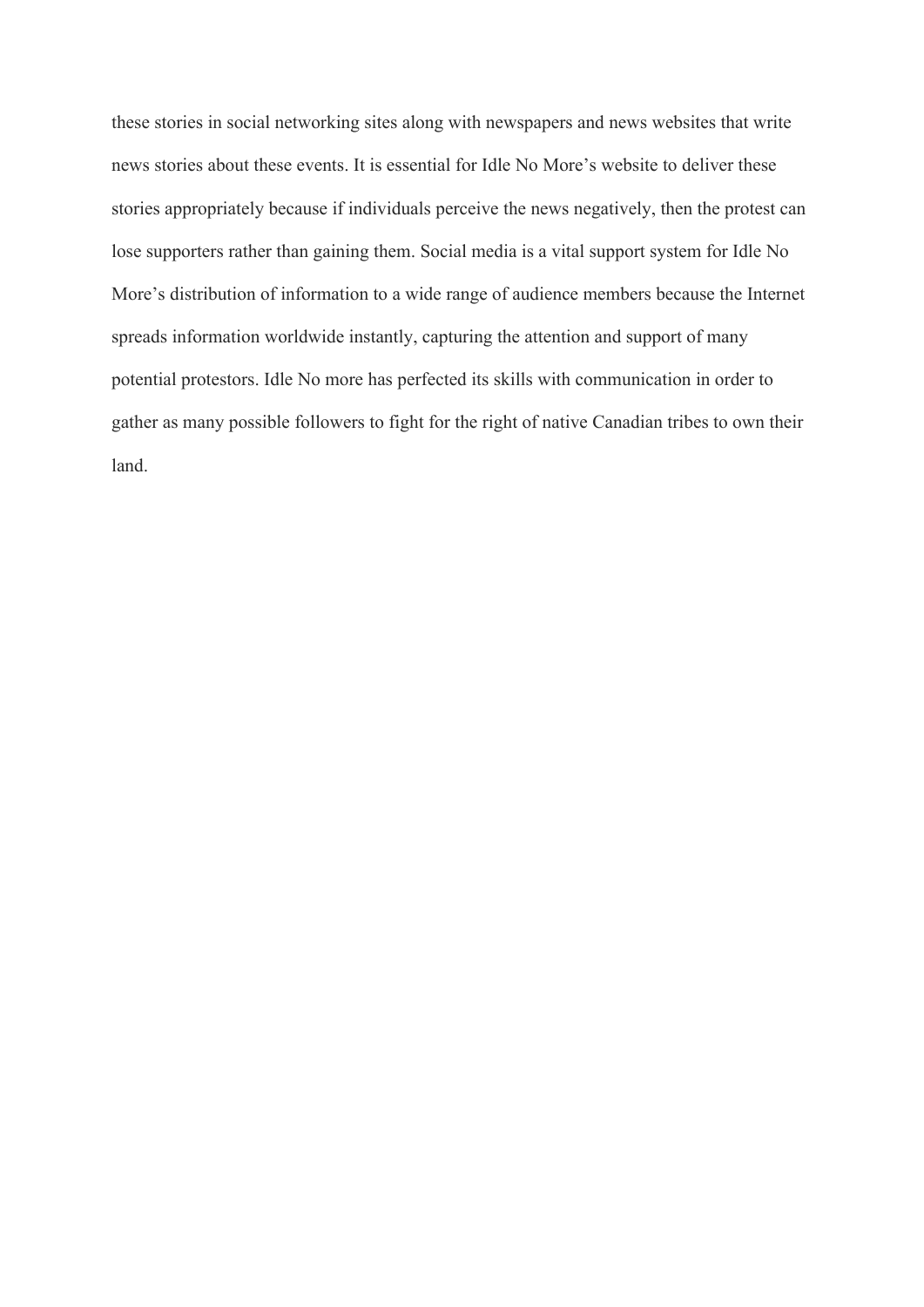these stories in social networking sites along with newspapers and news websites that write news stories about these events. It is essential for Idle No More's website to deliver these stories appropriately because if individuals perceive the news negatively, then the protest can lose supporters rather than gaining them. Social media is a vital support system for Idle No More's distribution of information to a wide range of audience members because the Internet spreads information worldwide instantly, capturing the attention and support of many potential protestors. Idle No more has perfected its skills with communication in order to gather as many possible followers to fight for the right of native Canadian tribes to own their land.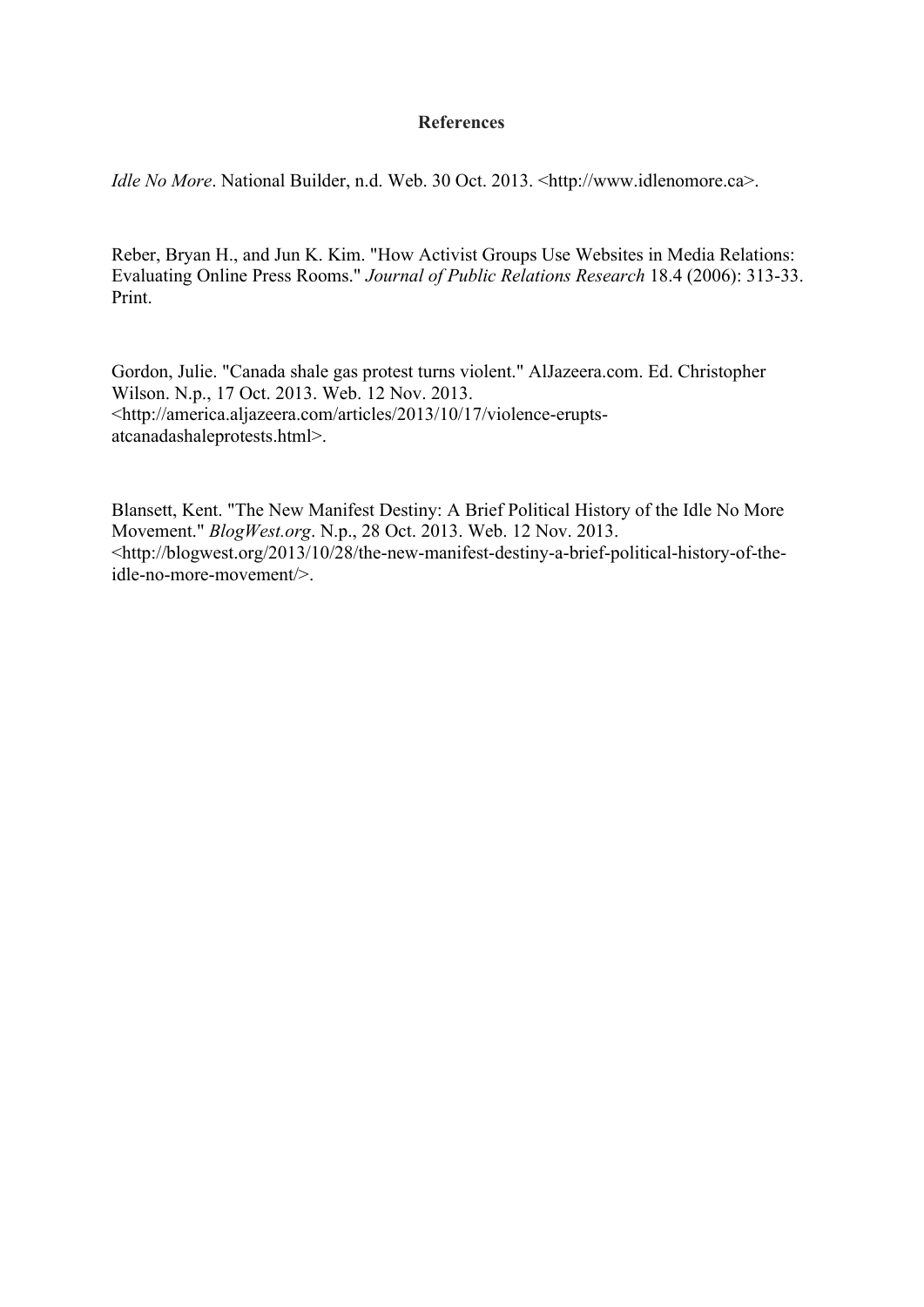**References**

*Idle No More*. National Builder, n.d. Web. 30 Oct. 2013. <http://www.idlenomore.ca>.

Reber, Bryan H., and Jun K. Kim. "How Activist Groups Use Websites in Media Relations: Evaluating Online Press Rooms." *Journal of Public Relations Research* 18.4 (2006): 313-33. Print.

Gordon, Julie. "Canada shale gas protest turns violent." AlJazeera.com. Ed. Christopher Wilson. N.p., 17 Oct. 2013. Web. 12 Nov. 2013. <http://america.aljazeera.com/articles/2013/10/17/violence-erupts-atcanadashaleprotests.html>.

Blansett, Kent. "The New Manifest Destiny: A Brief Political History of the Idle No More Movement." *BlogWest.org*. N.p., 28 Oct. 2013. Web. 12 Nov. 2013. <http://blogwest.org/2013/10/28/the-new-manifest-destiny-a-brief-political-history-of-the-idle-no-more-movement/>.